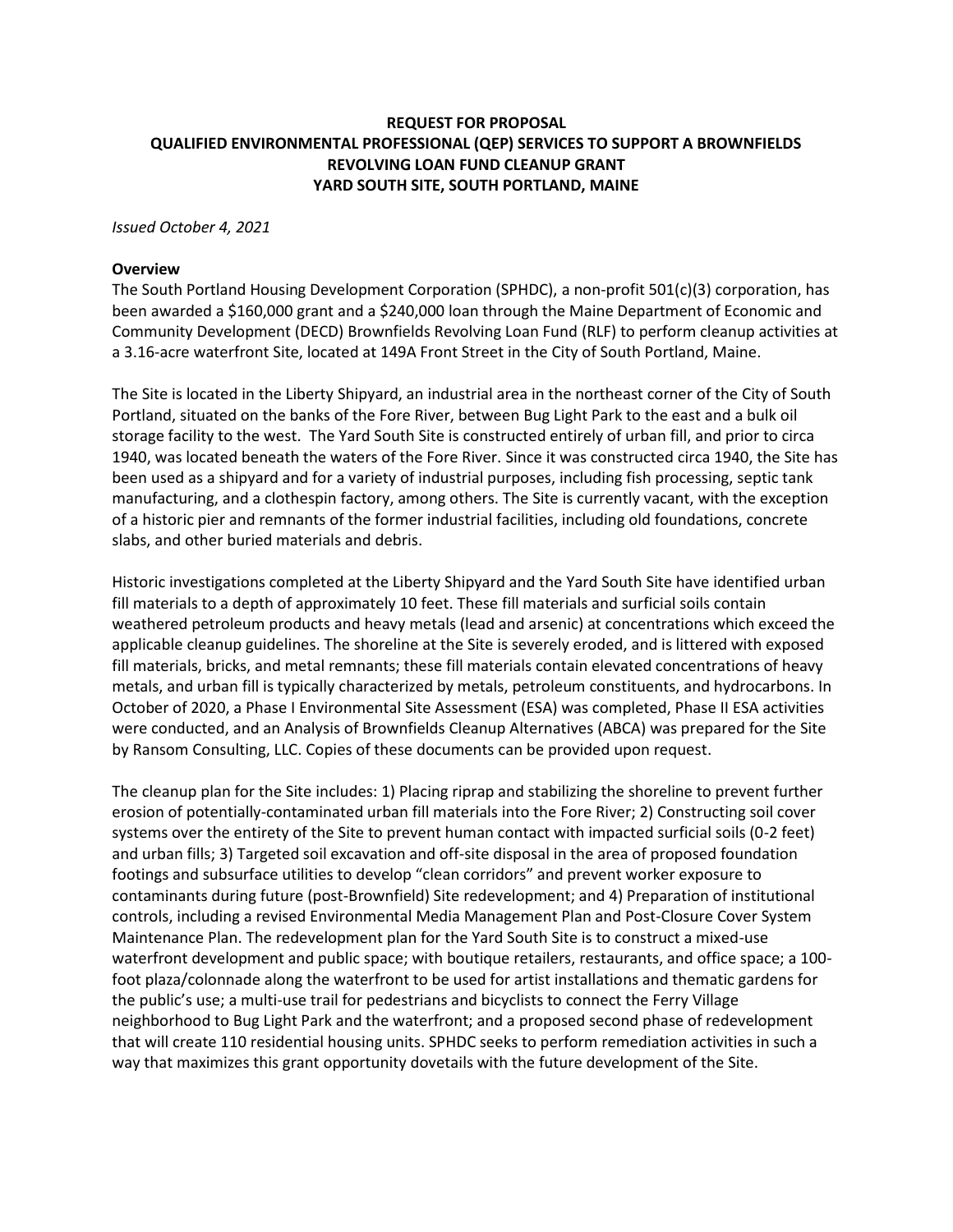# REQUEST FOR PROPOSAL
# QUALIFIED ENVIRONMENTAL PROFESSIONAL (QEP) SERVICES TO SUPPORT A BROWNFIELDS REVOLVING LOAN FUND CLEANUP GRANT
# YARD SOUTH SITE, SOUTH PORTLAND, MAINE

*Issued October 4, 2021*

**Overview**

The South Portland Housing Development Corporation (SPHDC), a non-profit 501(c)(3) corporation, has been awarded a $160,000 grant and a $240,000 loan through the Maine Department of Economic and Community Development (DECD) Brownfields Revolving Loan Fund (RLF) to perform cleanup activities at a 3.16-acre waterfront Site, located at 149A Front Street in the City of South Portland, Maine.

The Site is located in the Liberty Shipyard, an industrial area in the northeast corner of the City of South Portland, situated on the banks of the Fore River, between Bug Light Park to the east and a bulk oil storage facility to the west. The Yard South Site is constructed entirely of urban fill, and prior to circa 1940, was located beneath the waters of the Fore River. Since it was constructed circa 1940, the Site has been used as a shipyard and for a variety of industrial purposes, including fish processing, septic tank manufacturing, and a clothespin factory, among others. The Site is currently vacant, with the exception of a historic pier and remnants of the former industrial facilities, including old foundations, concrete slabs, and other buried materials and debris.

Historic investigations completed at the Liberty Shipyard and the Yard South Site have identified urban fill materials to a depth of approximately 10 feet. These fill materials and surficial soils contain weathered petroleum products and heavy metals (lead and arsenic) at concentrations which exceed the applicable cleanup guidelines. The shoreline at the Site is severely eroded, and is littered with exposed fill materials, bricks, and metal remnants; these fill materials contain elevated concentrations of heavy metals, and urban fill is typically characterized by metals, petroleum constituents, and hydrocarbons. In October of 2020, a Phase I Environmental Site Assessment (ESA) was completed, Phase II ESA activities were conducted, and an Analysis of Brownfields Cleanup Alternatives (ABCA) was prepared for the Site by Ransom Consulting, LLC. Copies of these documents can be provided upon request.

The cleanup plan for the Site includes: 1) Placing riprap and stabilizing the shoreline to prevent further erosion of potentially-contaminated urban fill materials into the Fore River; 2) Constructing soil cover systems over the entirety of the Site to prevent human contact with impacted surficial soils (0-2 feet) and urban fills; 3) Targeted soil excavation and off-site disposal in the area of proposed foundation footings and subsurface utilities to develop "clean corridors" and prevent worker exposure to contaminants during future (post-Brownfield) Site redevelopment; and 4) Preparation of institutional controls, including a revised Environmental Media Management Plan and Post-Closure Cover System Maintenance Plan. The redevelopment plan for the Yard South Site is to construct a mixed-use waterfront development and public space; with boutique retailers, restaurants, and office space; a 100-foot plaza/colonnade along the waterfront to be used for artist installations and thematic gardens for the public's use; a multi-use trail for pedestrians and bicyclists to connect the Ferry Village neighborhood to Bug Light Park and the waterfront; and a proposed second phase of redevelopment that will create 110 residential housing units. SPHDC seeks to perform remediation activities in such a way that maximizes this grant opportunity dovetails with the future development of the Site.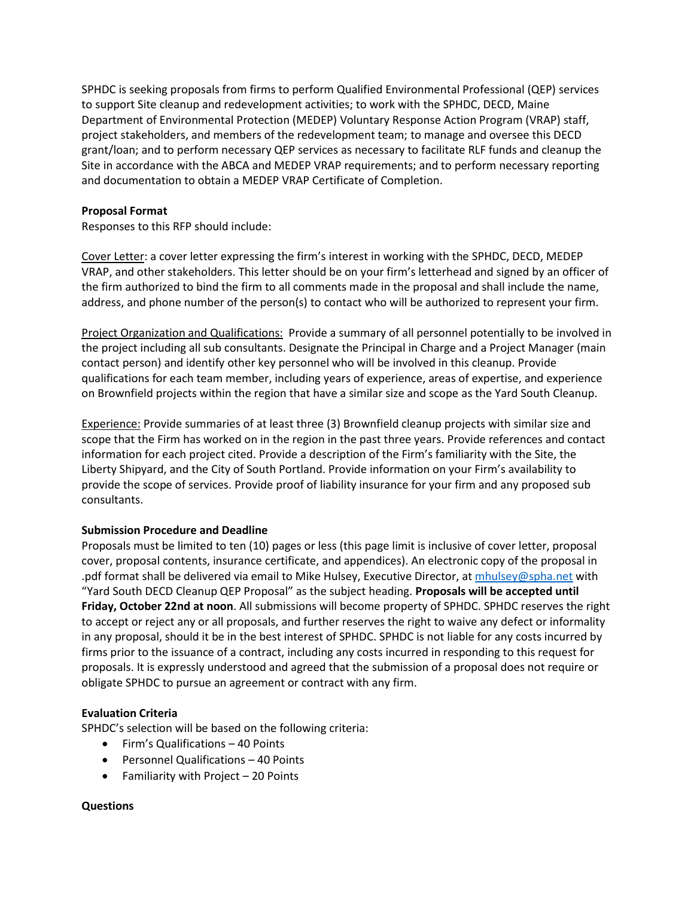SPHDC is seeking proposals from firms to perform Qualified Environmental Professional (QEP) services to support Site cleanup and redevelopment activities; to work with the SPHDC, DECD, Maine Department of Environmental Protection (MEDEP) Voluntary Response Action Program (VRAP) staff, project stakeholders, and members of the redevelopment team; to manage and oversee this DECD grant/loan; and to perform necessary QEP services as necessary to facilitate RLF funds and cleanup the Site in accordance with the ABCA and MEDEP VRAP requirements; and to perform necessary reporting and documentation to obtain a MEDEP VRAP Certificate of Completion.

**Proposal Format**

Responses to this RFP should include:

Cover Letter: a cover letter expressing the firm's interest in working with the SPHDC, DECD, MEDEP VRAP, and other stakeholders. This letter should be on your firm's letterhead and signed by an officer of the firm authorized to bind the firm to all comments made in the proposal and shall include the name, address, and phone number of the person(s) to contact who will be authorized to represent your firm.

Project Organization and Qualifications: Provide a summary of all personnel potentially to be involved in the project including all sub consultants. Designate the Principal in Charge and a Project Manager (main contact person) and identify other key personnel who will be involved in this cleanup. Provide qualifications for each team member, including years of experience, areas of expertise, and experience on Brownfield projects within the region that have a similar size and scope as the Yard South Cleanup.

Experience: Provide summaries of at least three (3) Brownfield cleanup projects with similar size and scope that the Firm has worked on in the region in the past three years. Provide references and contact information for each project cited. Provide a description of the Firm's familiarity with the Site, the Liberty Shipyard, and the City of South Portland. Provide information on your Firm's availability to provide the scope of services. Provide proof of liability insurance for your firm and any proposed sub consultants.

**Submission Procedure and Deadline**

Proposals must be limited to ten (10) pages or less (this page limit is inclusive of cover letter, proposal cover, proposal contents, insurance certificate, and appendices). An electronic copy of the proposal in .pdf format shall be delivered via email to Mike Hulsey, Executive Director, at mhulsey@spha.net with "Yard South DECD Cleanup QEP Proposal" as the subject heading. **Proposals will be accepted until Friday, October 22nd at noon**. All submissions will become property of SPHDC. SPHDC reserves the right to accept or reject any or all proposals, and further reserves the right to waive any defect or informality in any proposal, should it be in the best interest of SPHDC. SPHDC is not liable for any costs incurred by firms prior to the issuance of a contract, including any costs incurred in responding to this request for proposals. It is expressly understood and agreed that the submission of a proposal does not require or obligate SPHDC to pursue an agreement or contract with any firm.

**Evaluation Criteria**

SPHDC's selection will be based on the following criteria:

- Firm's Qualifications – 40 Points
- Personnel Qualifications – 40 Points
- Familiarity with Project – 20 Points

**Questions**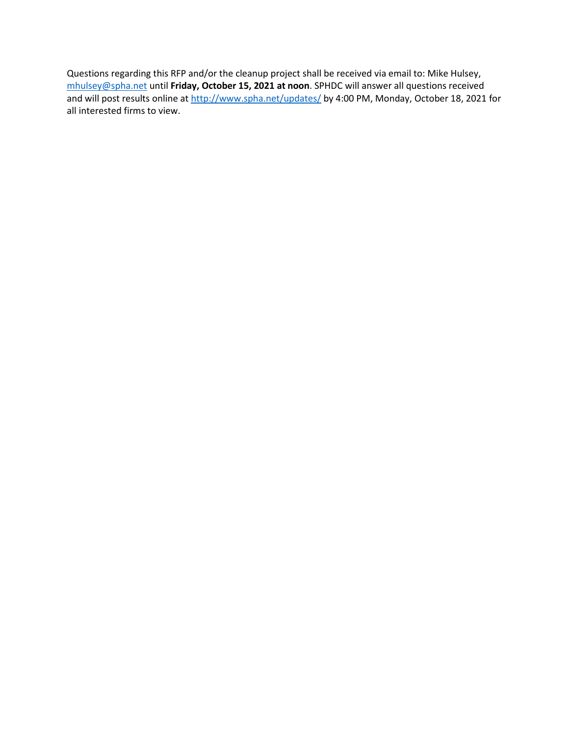Questions regarding this RFP and/or the cleanup project shall be received via email to: Mike Hulsey, [mhulsey@spha.net](mailto:mhulsey@spha.net) until **Friday, October 15, 2021 at noon**. SPHDC will answer all questions received and will post results online at [http://www.spha.net/updates/](http://www.spha.net/updates/) by 4:00 PM, Monday, October 18, 2021 for all interested firms to view.